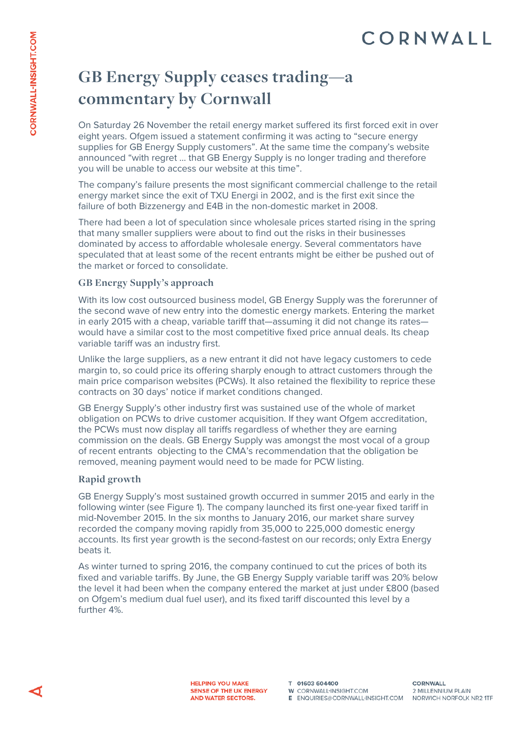# GB Energy Supply ceases trading—a commentary by Cornwall

On Saturday 26 November the retail energy market suffered its first forced exit in over eight years. Ofgem issued a statement confirming it was acting to "secure energy supplies for GB Energy Supply customers". At the same time the company's website announced "with regret … that GB Energy Supply is no longer trading and therefore you will be unable to access our website at this time".

The company's failure presents the most significant commercial challenge to the retail energy market since the exit of TXU Energi in 2002, and is the first exit since the failure of both Bizzenergy and E4B in the non-domestic market in 2008.

There had been a lot of speculation since wholesale prices started rising in the spring that many smaller suppliers were about to find out the risks in their businesses dominated by access to affordable wholesale energy. Several commentators have speculated that at least some of the recent entrants might be either be pushed out of the market or forced to consolidate.

### GB Energy Supply's approach

With its low cost outsourced business model, GB Energy Supply was the forerunner of the second wave of new entry into the domestic energy markets. Entering the market in early 2015 with a cheap, variable tariff that—assuming it did not change its rates—would have a similar cost to the most competitive fixed price annual deals. Its cheap variable tariff was an industry first.

Unlike the large suppliers, as a new entrant it did not have legacy customers to cede margin to, so could price its offering sharply enough to attract customers through the main price comparison websites (PCWs). It also retained the flexibility to reprice these contracts on 30 days' notice if market conditions changed.

GB Energy Supply's other industry first was sustained use of the whole of market obligation on PCWs to drive customer acquisition. If they want Ofgem accreditation, the PCWs must now display all tariffs regardless of whether they are earning commission on the deals. GB Energy Supply was amongst the most vocal of a group of recent entrants objecting to the CMA's recommendation that the obligation be removed, meaning payment would need to be made for PCW listing.

### Rapid growth

GB Energy Supply's most sustained growth occurred in summer 2015 and early in the following winter (see Figure 1). The company launched its first one-year fixed tariff in mid-November 2015. In the six months to January 2016, our market share survey recorded the company moving rapidly from 35,000 to 225,000 domestic energy accounts. Its first year growth is the second-fastest on our records; only Extra Energy beats it.

As winter turned to spring 2016, the company continued to cut the prices of both its fixed and variable tariffs. By June, the GB Energy Supply variable tariff was 20% below the level it had been when the company entered the market at just under £800 (based on Ofgem's medium dual fuel user), and its fixed tariff discounted this level by a further 4%.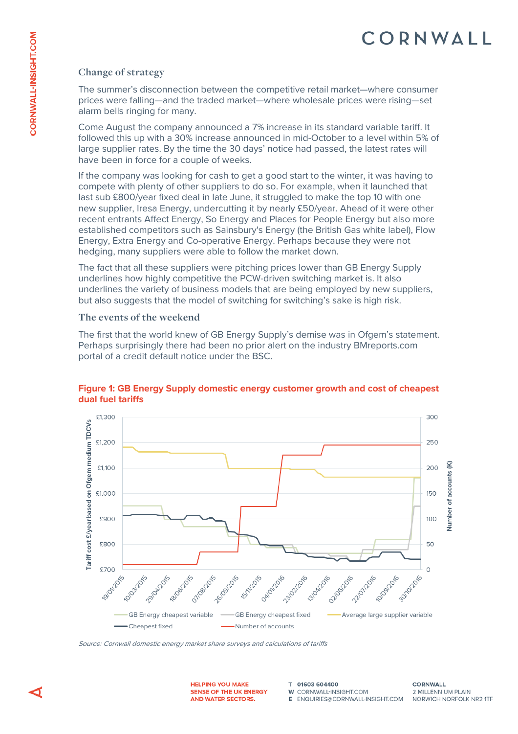### Change of strategy

The summer's disconnection between the competitive retail market—where consumer prices were falling—and the traded market—where wholesale prices were rising—set alarm bells ringing for many.

Come August the company announced a 7% increase in its standard variable tariff. It followed this up with a 30% increase announced in mid-October to a level within 5% of large supplier rates. By the time the 30 days' notice had passed, the latest rates will have been in force for a couple of weeks.

If the company was looking for cash to get a good start to the winter, it was having to compete with plenty of other suppliers to do so. For example, when it launched that last sub £800/year fixed deal in late June, it struggled to make the top 10 with one new supplier, Iresa Energy, undercutting it by nearly £50/year. Ahead of it were other recent entrants Affect Energy, So Energy and Places for People Energy but also more established competitors such as Sainsbury's Energy (the British Gas white label), Flow Energy, Extra Energy and Co-operative Energy. Perhaps because they were not hedging, many suppliers were able to follow the market down.

The fact that all these suppliers were pitching prices lower than GB Energy Supply underlines how highly competitive the PCW-driven switching market is. It also underlines the variety of business models that are being employed by new suppliers, but also suggests that the model of switching for switching's sake is high risk.

### The events of the weekend

The first that the world knew of GB Energy Supply's demise was in Ofgem's statement. Perhaps surprisingly there had been no prior alert on the industry BMreports.com portal of a credit default notice under the BSC.

**Figure 1: GB Energy Supply domestic energy customer growth and cost of cheapest dual fuel tariffs**

*Source: Cornwall domestic energy market share surveys and calculations of tariffs*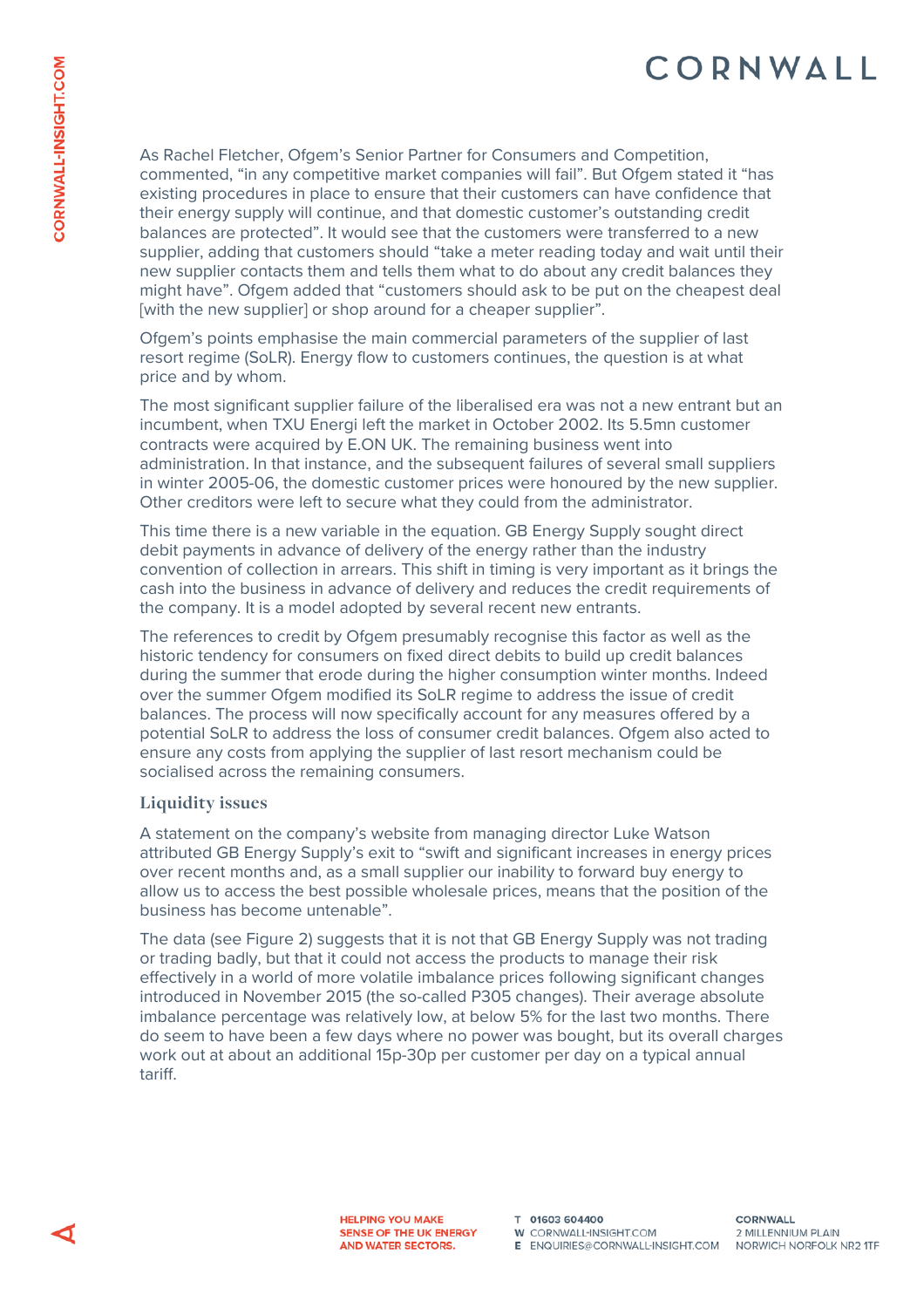As Rachel Fletcher, Ofgem's Senior Partner for Consumers and Competition, commented, "in any competitive market companies will fail". But Ofgem stated it "has existing procedures in place to ensure that their customers can have confidence that their energy supply will continue, and that domestic customer's outstanding credit balances are protected". It would see that the customers were transferred to a new supplier, adding that customers should "take a meter reading today and wait until their new supplier contacts them and tells them what to do about any credit balances they might have". Ofgem added that "customers should ask to be put on the cheapest deal [with the new supplier] or shop around for a cheaper supplier".

Ofgem's points emphasise the main commercial parameters of the supplier of last resort regime (SoLR). Energy flow to customers continues, the question is at what price and by whom.

The most significant supplier failure of the liberalised era was not a new entrant but an incumbent, when TXU Energi left the market in October 2002. Its 5.5mn customer contracts were acquired by E.ON UK. The remaining business went into administration. In that instance, and the subsequent failures of several small suppliers in winter 2005-06, the domestic customer prices were honoured by the new supplier. Other creditors were left to secure what they could from the administrator.

This time there is a new variable in the equation. GB Energy Supply sought direct debit payments in advance of delivery of the energy rather than the industry convention of collection in arrears. This shift in timing is very important as it brings the cash into the business in advance of delivery and reduces the credit requirements of the company. It is a model adopted by several recent new entrants.

The references to credit by Ofgem presumably recognise this factor as well as the historic tendency for consumers on fixed direct debits to build up credit balances during the summer that erode during the higher consumption winter months. Indeed over the summer Ofgem modified its SoLR regime to address the issue of credit balances. The process will now specifically account for any measures offered by a potential SoLR to address the loss of consumer credit balances. Ofgem also acted to ensure any costs from applying the supplier of last resort mechanism could be socialised across the remaining consumers.

### Liquidity issues

A statement on the company's website from managing director Luke Watson attributed GB Energy Supply's exit to "swift and significant increases in energy prices over recent months and, as a small supplier our inability to forward buy energy to allow us to access the best possible wholesale prices, means that the position of the business has become untenable".

The data (see Figure 2) suggests that it is not that GB Energy Supply was not trading or trading badly, but that it could not access the products to manage their risk effectively in a world of more volatile imbalance prices following significant changes introduced in November 2015 (the so-called P305 changes). Their average absolute imbalance percentage was relatively low, at below 5% for the last two months. There do seem to have been a few days where no power was bought, but its overall charges work out at about an additional 15p-30p per customer per day on a typical annual tariff.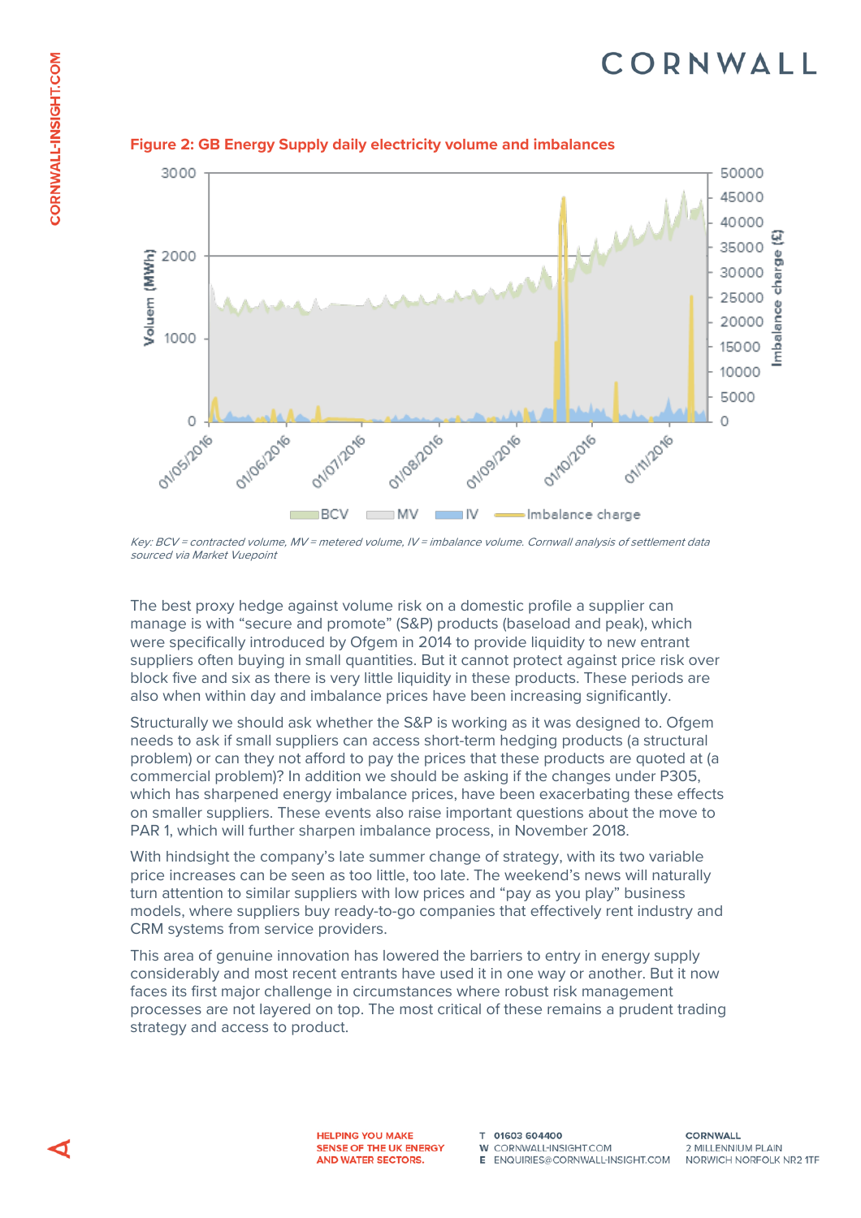**Figure 2: GB Energy Supply daily electricity volume and imbalances**

*Key: BCV = contracted volume, MV = metered volume, IV = imbalance volume. Cornwall analysis of settlement data sourced via Market Vuepoint*

The best proxy hedge against volume risk on a domestic profile a supplier can manage is with "secure and promote" (S&P) products (baseload and peak), which were specifically introduced by Ofgem in 2014 to provide liquidity to new entrant suppliers often buying in small quantities. But it cannot protect against price risk over block five and six as there is very little liquidity in these products. These periods are also when within day and imbalance prices have been increasing significantly.

Structurally we should ask whether the S&P is working as it was designed to. Ofgem needs to ask if small suppliers can access short-term hedging products (a structural problem) or can they not afford to pay the prices that these products are quoted at (a commercial problem)? In addition we should be asking if the changes under P305, which has sharpened energy imbalance prices, have been exacerbating these effects on smaller suppliers. These events also raise important questions about the move to PAR 1, which will further sharpen imbalance process, in November 2018.

With hindsight the company's late summer change of strategy, with its two variable price increases can be seen as too little, too late. The weekend's news will naturally turn attention to similar suppliers with low prices and "pay as you play" business models, where suppliers buy ready-to-go companies that effectively rent industry and CRM systems from service providers.

This area of genuine innovation has lowered the barriers to entry in energy supply considerably and most recent entrants have used it in one way or another. But it now faces its first major challenge in circumstances where robust risk management processes are not layered on top. The most critical of these remains a prudent trading strategy and access to product.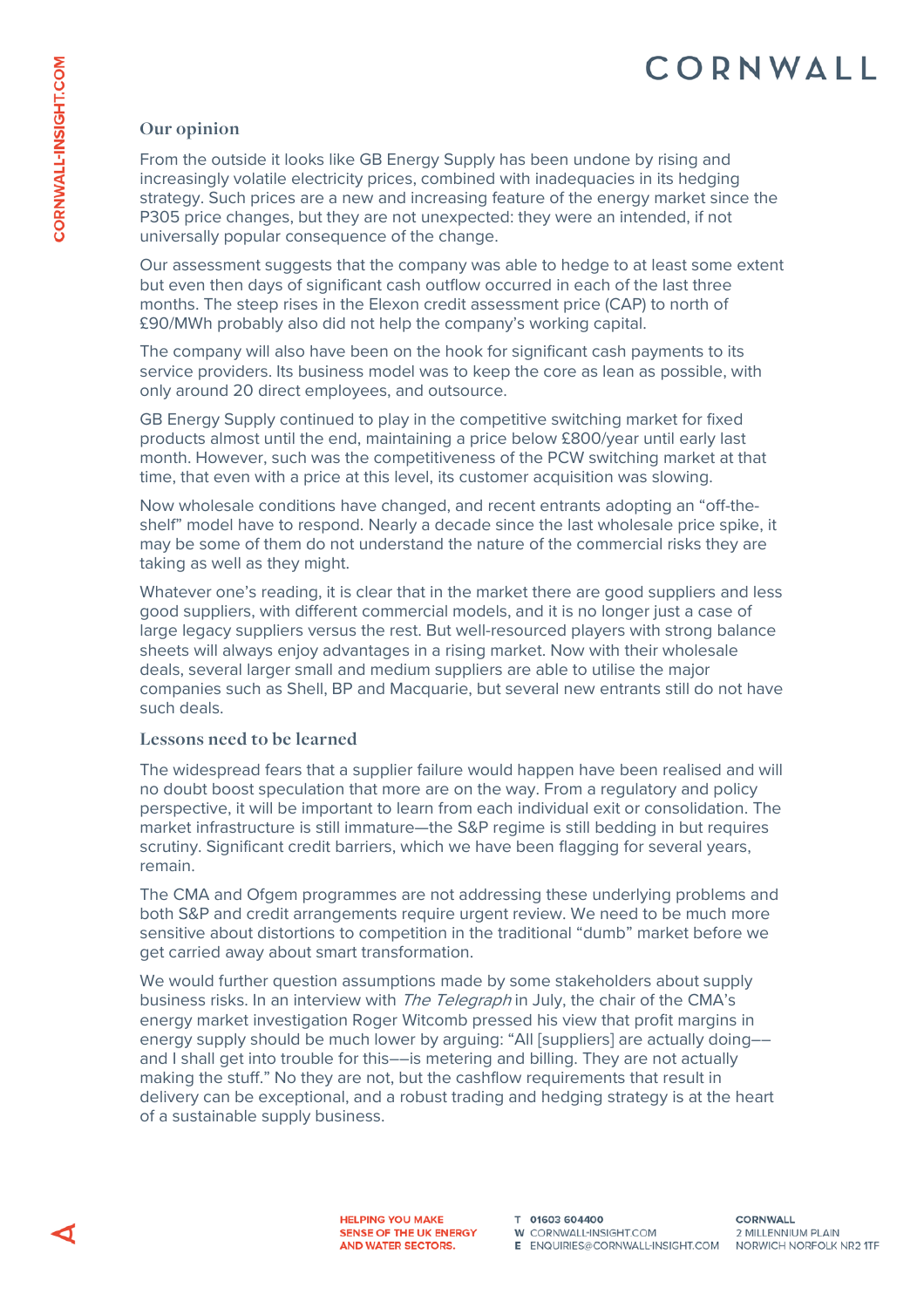### Our opinion

From the outside it looks like GB Energy Supply has been undone by rising and increasingly volatile electricity prices, combined with inadequacies in its hedging strategy. Such prices are a new and increasing feature of the energy market since the P305 price changes, but they are not unexpected: they were an intended, if not universally popular consequence of the change.

Our assessment suggests that the company was able to hedge to at least some extent but even then days of significant cash outflow occurred in each of the last three months. The steep rises in the Elexon credit assessment price (CAP) to north of £90/MWh probably also did not help the company's working capital.

The company will also have been on the hook for significant cash payments to its service providers. Its business model was to keep the core as lean as possible, with only around 20 direct employees, and outsource.

GB Energy Supply continued to play in the competitive switching market for fixed products almost until the end, maintaining a price below £800/year until early last month. However, such was the competitiveness of the PCW switching market at that time, that even with a price at this level, its customer acquisition was slowing.

Now wholesale conditions have changed, and recent entrants adopting an "off-the-shelf" model have to respond. Nearly a decade since the last wholesale price spike, it may be some of them do not understand the nature of the commercial risks they are taking as well as they might.

Whatever one's reading, it is clear that in the market there are good suppliers and less good suppliers, with different commercial models, and it is no longer just a case of large legacy suppliers versus the rest. But well-resourced players with strong balance sheets will always enjoy advantages in a rising market. Now with their wholesale deals, several larger small and medium suppliers are able to utilise the major companies such as Shell, BP and Macquarie, but several new entrants still do not have such deals.

### Lessons need to be learned

The widespread fears that a supplier failure would happen have been realised and will no doubt boost speculation that more are on the way. From a regulatory and policy perspective, it will be important to learn from each individual exit or consolidation. The market infrastructure is still immature—the S&P regime is still bedding in but requires scrutiny. Significant credit barriers, which we have been flagging for several years, remain.

The CMA and Ofgem programmes are not addressing these underlying problems and both S&P and credit arrangements require urgent review. We need to be much more sensitive about distortions to competition in the traditional "dumb" market before we get carried away about smart transformation.

We would further question assumptions made by some stakeholders about supply business risks. In an interview with *The Telegraph* in July, the chair of the CMA's energy market investigation Roger Witcomb pressed his view that profit margins in energy supply should be much lower by arguing: "All [suppliers] are actually doing––and I shall get into trouble for this––is metering and billing. They are not actually making the stuff." No they are not, but the cashflow requirements that result in delivery can be exceptional, and a robust trading and hedging strategy is at the heart of a sustainable supply business.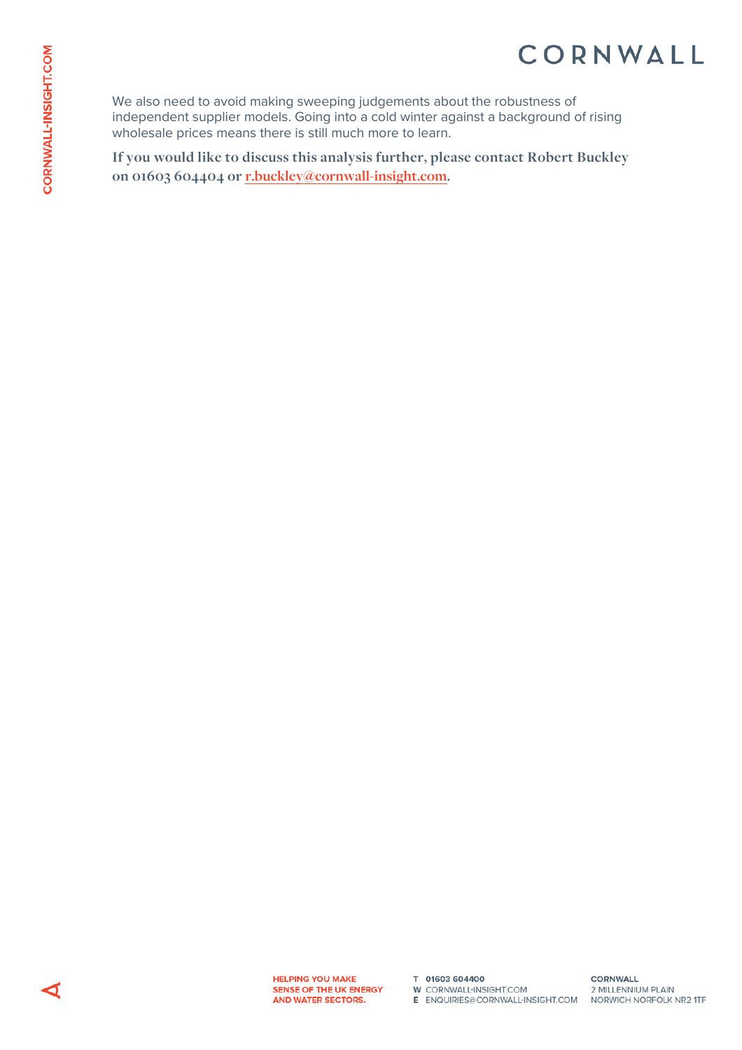We also need to avoid making sweeping judgements about the robustness of independent supplier models. Going into a cold winter against a background of rising wholesale prices means there is still much more to learn.

**If you would like to discuss this analysis further, please contact Robert Buckley on 01603 604404 or r.buckley@cornwall-insight.com.**